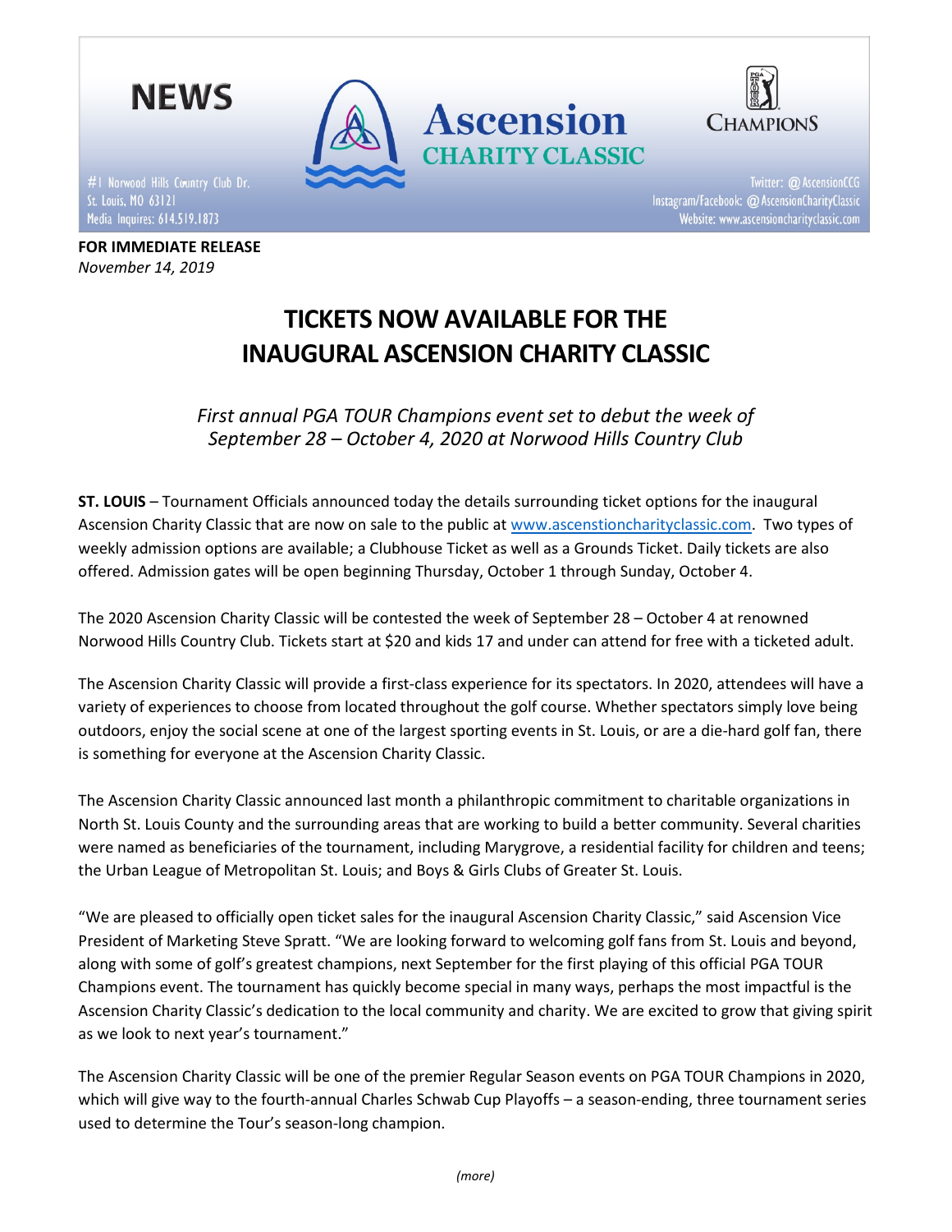NEWS

# Ascension CHARITY CLASSIC

CHAMPIONS

#1 Norwood Hills Country Club Dr.
St. Louis, MO 63121
Media Inquires: 614.519.1873

Twitter: @AscensionCCG
Instagram/Facebook: @AscensionCharityClassic
Website: www.ascensioncharityclassic.com

**FOR IMMEDIATE RELEASE**
*November 14, 2019*

## TICKETS NOW AVAILABLE FOR THE INAUGURAL ASCENSION CHARITY CLASSIC

*First annual PGA TOUR Champions event set to debut the week of September 28 – October 4, 2020 at Norwood Hills Country Club*

**ST. LOUIS** – Tournament Officials announced today the details surrounding ticket options for the inaugural Ascension Charity Classic that are now on sale to the public at www.ascenstioncharityclassic.com. Two types of weekly admission options are available; a Clubhouse Ticket as well as a Grounds Ticket. Daily tickets are also offered. Admission gates will be open beginning Thursday, October 1 through Sunday, October 4.

The 2020 Ascension Charity Classic will be contested the week of September 28 – October 4 at renowned Norwood Hills Country Club. Tickets start at $20 and kids 17 and under can attend for free with a ticketed adult.

The Ascension Charity Classic will provide a first-class experience for its spectators. In 2020, attendees will have a variety of experiences to choose from located throughout the golf course. Whether spectators simply love being outdoors, enjoy the social scene at one of the largest sporting events in St. Louis, or are a die-hard golf fan, there is something for everyone at the Ascension Charity Classic.

The Ascension Charity Classic announced last month a philanthropic commitment to charitable organizations in North St. Louis County and the surrounding areas that are working to build a better community. Several charities were named as beneficiaries of the tournament, including Marygrove, a residential facility for children and teens; the Urban League of Metropolitan St. Louis; and Boys & Girls Clubs of Greater St. Louis.

"We are pleased to officially open ticket sales for the inaugural Ascension Charity Classic," said Ascension Vice President of Marketing Steve Spratt. "We are looking forward to welcoming golf fans from St. Louis and beyond, along with some of golf's greatest champions, next September for the first playing of this official PGA TOUR Champions event. The tournament has quickly become special in many ways, perhaps the most impactful is the Ascension Charity Classic's dedication to the local community and charity. We are excited to grow that giving spirit as we look to next year's tournament."

The Ascension Charity Classic will be one of the premier Regular Season events on PGA TOUR Champions in 2020, which will give way to the fourth-annual Charles Schwab Cup Playoffs – a season-ending, three tournament series used to determine the Tour's season-long champion.

*(more)*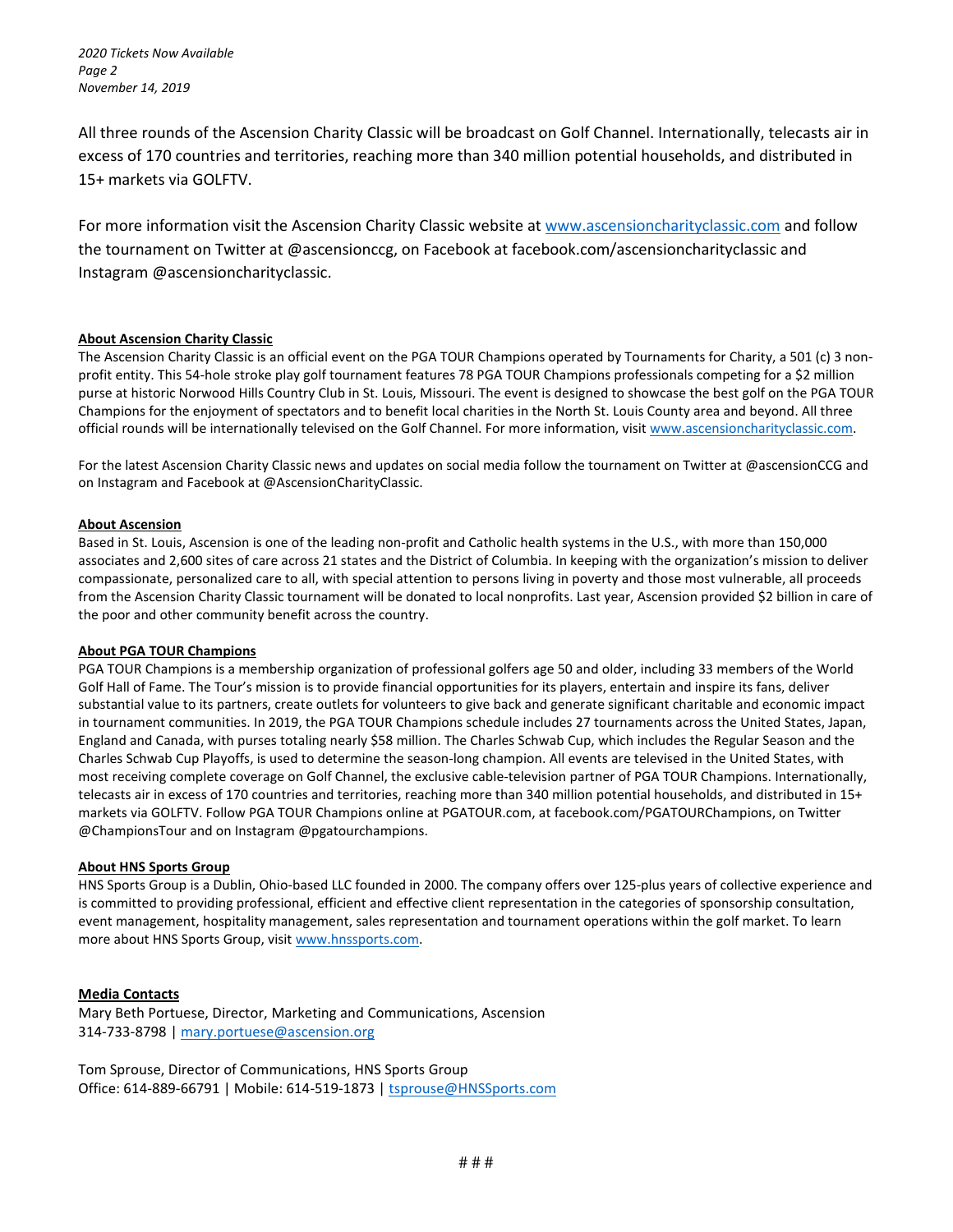All three rounds of the Ascension Charity Classic will be broadcast on Golf Channel. Internationally, telecasts air in excess of 170 countries and territories, reaching more than 340 million potential households, and distributed in 15+ markets via GOLFTV.

For more information visit the Ascension Charity Classic website at www.ascensioncharityclassic.com and follow the tournament on Twitter at @ascensionccg, on Facebook at facebook.com/ascensioncharityclassic and Instagram @ascensioncharityclassic.

**About Ascension Charity Classic**

The Ascension Charity Classic is an official event on the PGA TOUR Champions operated by Tournaments for Charity, a 501 (c) 3 non-profit entity. This 54-hole stroke play golf tournament features 78 PGA TOUR Champions professionals competing for a $2 million purse at historic Norwood Hills Country Club in St. Louis, Missouri. The event is designed to showcase the best golf on the PGA TOUR Champions for the enjoyment of spectators and to benefit local charities in the North St. Louis County area and beyond. All three official rounds will be internationally televised on the Golf Channel. For more information, visit www.ascensioncharityclassic.com.

For the latest Ascension Charity Classic news and updates on social media follow the tournament on Twitter at @ascensionCCG and on Instagram and Facebook at @AscensionCharityClassic.

**About Ascension**

Based in St. Louis, Ascension is one of the leading non-profit and Catholic health systems in the U.S., with more than 150,000 associates and 2,600 sites of care across 21 states and the District of Columbia. In keeping with the organization's mission to deliver compassionate, personalized care to all, with special attention to persons living in poverty and those most vulnerable, all proceeds from the Ascension Charity Classic tournament will be donated to local nonprofits. Last year, Ascension provided $2 billion in care of the poor and other community benefit across the country.

**About PGA TOUR Champions**

PGA TOUR Champions is a membership organization of professional golfers age 50 and older, including 33 members of the World Golf Hall of Fame. The Tour's mission is to provide financial opportunities for its players, entertain and inspire its fans, deliver substantial value to its partners, create outlets for volunteers to give back and generate significant charitable and economic impact in tournament communities. In 2019, the PGA TOUR Champions schedule includes 27 tournaments across the United States, Japan, England and Canada, with purses totaling nearly $58 million. The Charles Schwab Cup, which includes the Regular Season and the Charles Schwab Cup Playoffs, is used to determine the season-long champion. All events are televised in the United States, with most receiving complete coverage on Golf Channel, the exclusive cable-television partner of PGA TOUR Champions. Internationally, telecasts air in excess of 170 countries and territories, reaching more than 340 million potential households, and distributed in 15+ markets via GOLFTV. Follow PGA TOUR Champions online at PGATOUR.com, at facebook.com/PGATOURChampions, on Twitter @ChampionsTour and on Instagram @pgatourchampions.

**About HNS Sports Group**

HNS Sports Group is a Dublin, Ohio-based LLC founded in 2000. The company offers over 125-plus years of collective experience and is committed to providing professional, efficient and effective client representation in the categories of sponsorship consultation, event management, hospitality management, sales representation and tournament operations within the golf market. To learn more about HNS Sports Group, visit www.hnssports.com.

**Media Contacts**

Mary Beth Portuese, Director, Marketing and Communications, Ascension
314-733-8798 | mary.portuese@ascension.org

Tom Sprouse, Director of Communications, HNS Sports Group
Office: 614-889-66791 | Mobile: 614-519-1873 | tsprouse@HNSSports.com

# # #